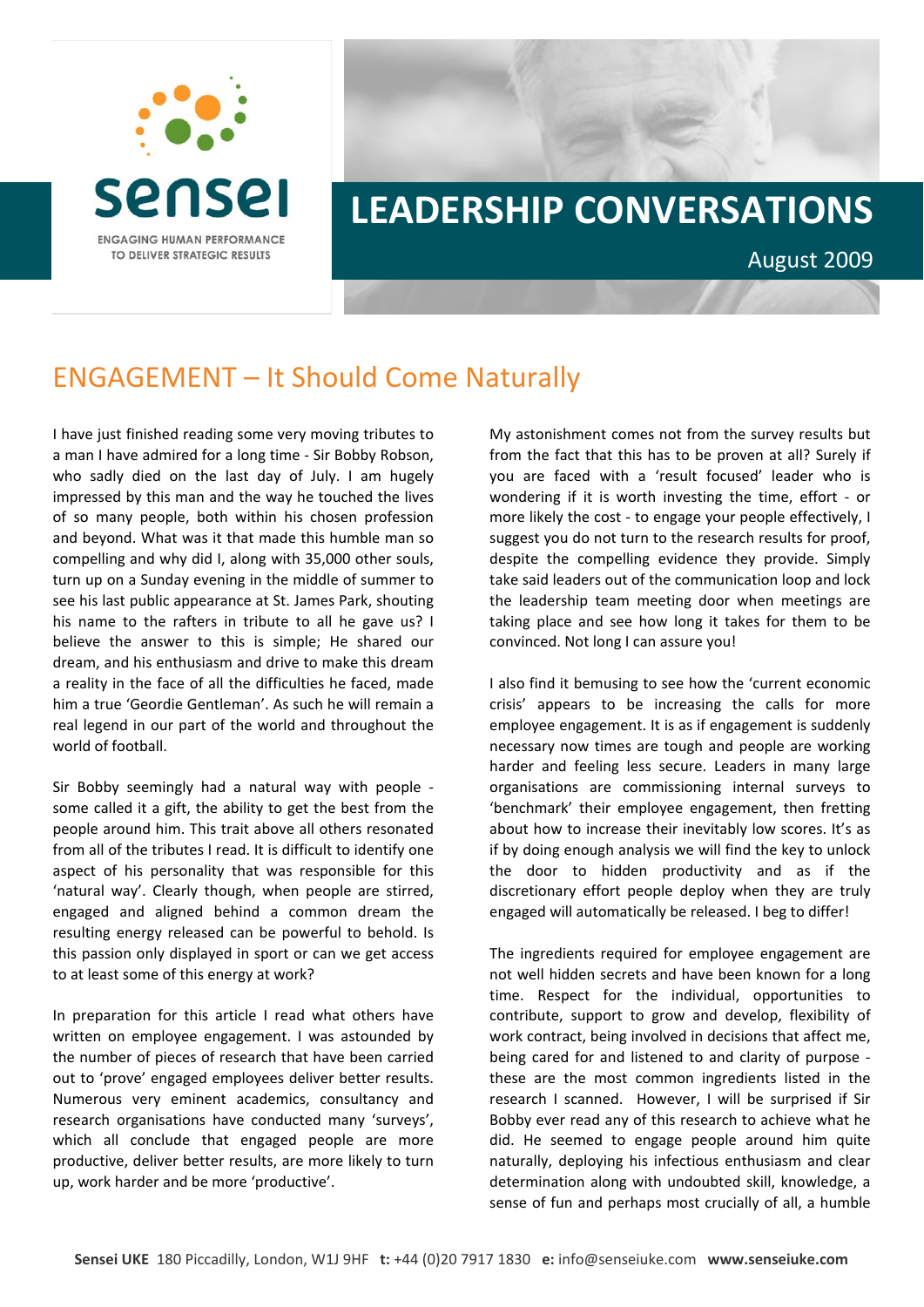sensei

ENGAGING HUMAN PERFORMANCE TO DELIVER STRATEGIC RESULTS

# LEADERSHIP CONVERSATIONS

August 2009

## ENGAGEMENT – It Should Come Naturally

I have just finished reading some very moving tributes to a man I have admired for a long time - Sir Bobby Robson, who sadly died on the last day of July. I am hugely impressed by this man and the way he touched the lives of so many people, both within his chosen profession and beyond. What was it that made this humble man so compelling and why did I, along with 35,000 other souls, turn up on a Sunday evening in the middle of summer to see his last public appearance at St. James Park, shouting his name to the rafters in tribute to all he gave us? I believe the answer to this is simple; He shared our dream, and his enthusiasm and drive to make this dream a reality in the face of all the difficulties he faced, made him a true 'Geordie Gentleman'. As such he will remain a real legend in our part of the world and throughout the world of football.

Sir Bobby seemingly had a natural way with people - some called it a gift, the ability to get the best from the people around him. This trait above all others resonated from all of the tributes I read. It is difficult to identify one aspect of his personality that was responsible for this 'natural way'. Clearly though, when people are stirred, engaged and aligned behind a common dream the resulting energy released can be powerful to behold. Is this passion only displayed in sport or can we get access to at least some of this energy at work?

In preparation for this article I read what others have written on employee engagement. I was astounded by the number of pieces of research that have been carried out to 'prove' engaged employees deliver better results. Numerous very eminent academics, consultancy and research organisations have conducted many 'surveys', which all conclude that engaged people are more productive, deliver better results, are more likely to turn up, work harder and be more 'productive'.

My astonishment comes not from the survey results but from the fact that this has to be proven at all? Surely if you are faced with a 'result focused' leader who is wondering if it is worth investing the time, effort - or more likely the cost - to engage your people effectively, I suggest you do not turn to the research results for proof, despite the compelling evidence they provide. Simply take said leaders out of the communication loop and lock the leadership team meeting door when meetings are taking place and see how long it takes for them to be convinced. Not long I can assure you!

I also find it bemusing to see how the 'current economic crisis' appears to be increasing the calls for more employee engagement. It is as if engagement is suddenly necessary now times are tough and people are working harder and feeling less secure. Leaders in many large organisations are commissioning internal surveys to 'benchmark' their employee engagement, then fretting about how to increase their inevitably low scores. It's as if by doing enough analysis we will find the key to unlock the door to hidden productivity and as if the discretionary effort people deploy when they are truly engaged will automatically be released. I beg to differ!

The ingredients required for employee engagement are not well hidden secrets and have been known for a long time. Respect for the individual, opportunities to contribute, support to grow and develop, flexibility of work contract, being involved in decisions that affect me, being cared for and listened to and clarity of purpose - these are the most common ingredients listed in the research I scanned. However, I will be surprised if Sir Bobby ever read any of this research to achieve what he did. He seemed to engage people around him quite naturally, deploying his infectious enthusiasm and clear determination along with undoubted skill, knowledge, a sense of fun and perhaps most crucially of all, a humble

**Sensei UKE** 180 Piccadilly, London, W1J 9HF **t:** +44 (0)20 7917 1830 **e:** info@senseiuke.com **www.senseiuke.com**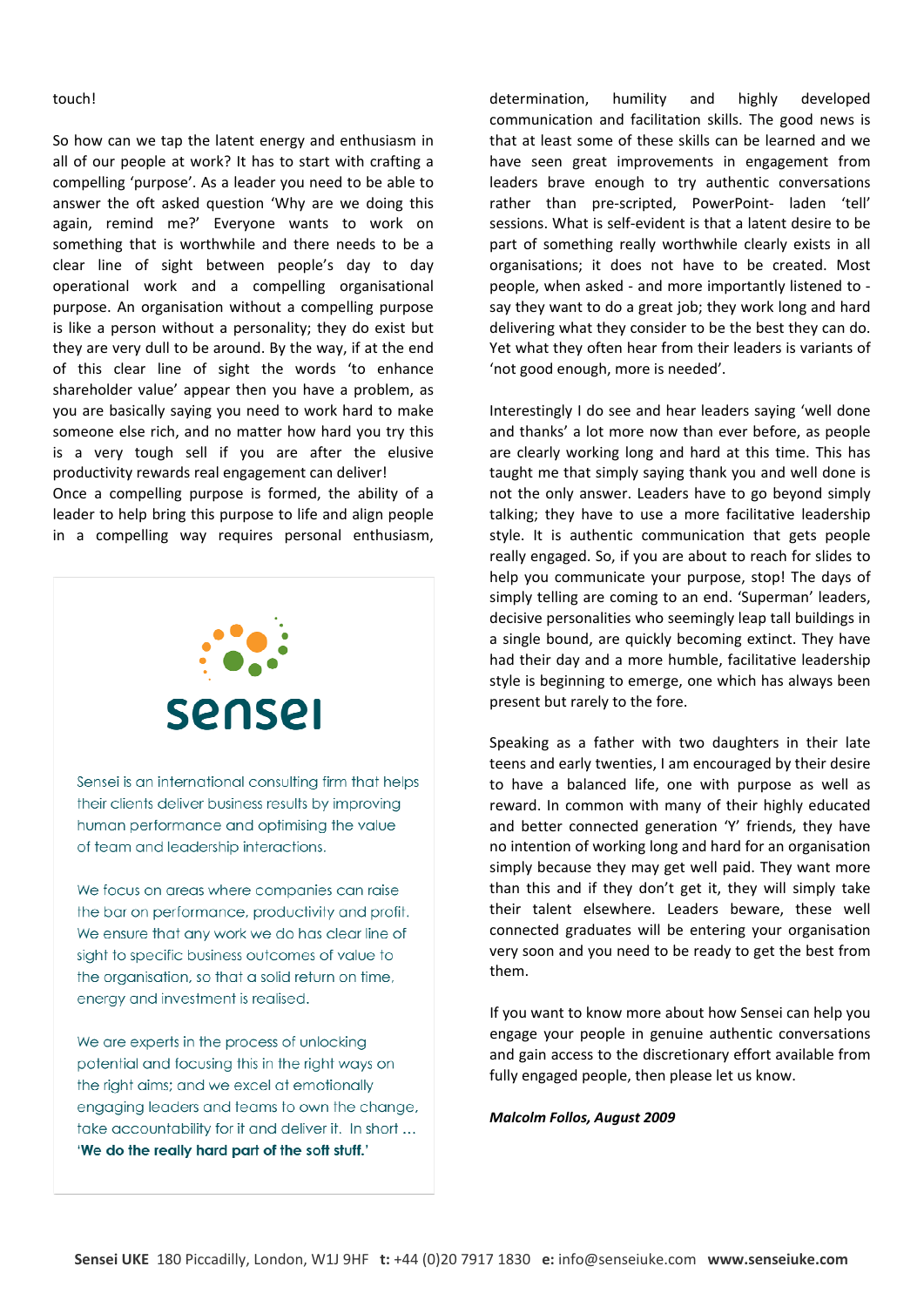touch!

So how can we tap the latent energy and enthusiasm in all of our people at work? It has to start with crafting a compelling 'purpose'. As a leader you need to be able to answer the oft asked question 'Why are we doing this again, remind me?' Everyone wants to work on something that is worthwhile and there needs to be a clear line of sight between people's day to day operational work and a compelling organisational purpose. An organisation without a compelling purpose is like a person without a personality; they do exist but they are very dull to be around. By the way, if at the end of this clear line of sight the words 'to enhance shareholder value' appear then you have a problem, as you are basically saying you need to work hard to make someone else rich, and no matter how hard you try this is a very tough sell if you are after the elusive productivity rewards real engagement can deliver!
Once a compelling purpose is formed, the ability of a leader to help bring this purpose to life and align people in a compelling way requires personal enthusiasm, determination, humility and highly developed communication and facilitation skills. The good news is that at least some of these skills can be learned and we have seen great improvements in engagement from leaders brave enough to try authentic conversations rather than pre-scripted, PowerPoint- laden 'tell' sessions. What is self-evident is that a latent desire to be part of something really worthwhile clearly exists in all organisations; it does not have to be created. Most people, when asked - and more importantly listened to - say they want to do a great job; they work long and hard delivering what they consider to be the best they can do. Yet what they often hear from their leaders is variants of 'not good enough, more is needed'.

Interestingly I do see and hear leaders saying 'well done and thanks' a lot more now than ever before, as people are clearly working long and hard at this time. This has taught me that simply saying thank you and well done is not the only answer. Leaders have to go beyond simply talking; they have to use a more facilitative leadership style. It is authentic communication that gets people really engaged. So, if you are about to reach for slides to help you communicate your purpose, stop! The days of simply telling are coming to an end. 'Superman' leaders, decisive personalities who seemingly leap tall buildings in a single bound, are quickly becoming extinct. They have had their day and a more humble, facilitative leadership style is beginning to emerge, one which has always been present but rarely to the fore.

Speaking as a father with two daughters in their late teens and early twenties, I am encouraged by their desire to have a balanced life, one with purpose as well as reward. In common with many of their highly educated and better connected generation 'Y' friends, they have no intention of working long and hard for an organisation simply because they may get well paid. They want more than this and if they don't get it, they will simply take their talent elsewhere. Leaders beware, these well connected graduates will be entering your organisation very soon and you need to be ready to get the best from them.

If you want to know more about how Sensei can help you engage your people in genuine authentic conversations and gain access to the discretionary effort available from fully engaged people, then please let us know.

***Malcolm Follos, August 2009***

sensei

Sensei is an international consulting firm that helps their clients deliver business results by improving human performance and optimising the value of team and leadership interactions.

We focus on areas where companies can raise the bar on performance, productivity and profit. We ensure that any work we do has clear line of sight to specific business outcomes of value to the organisation, so that a solid return on time, energy and investment is realised.

We are experts in the process of unlocking potential and focusing this in the right ways on the right aims; and we excel at emotionally engaging leaders and teams to own the change, take accountability for it and deliver it. In short …
**'We do the really hard part of the soft stuff.'**

**Sensei UKE** 180 Piccadilly, London, W1J 9HF **t:** +44 (0)20 7917 1830 **e:** info@senseiuke.com **www.senseiuke.com**